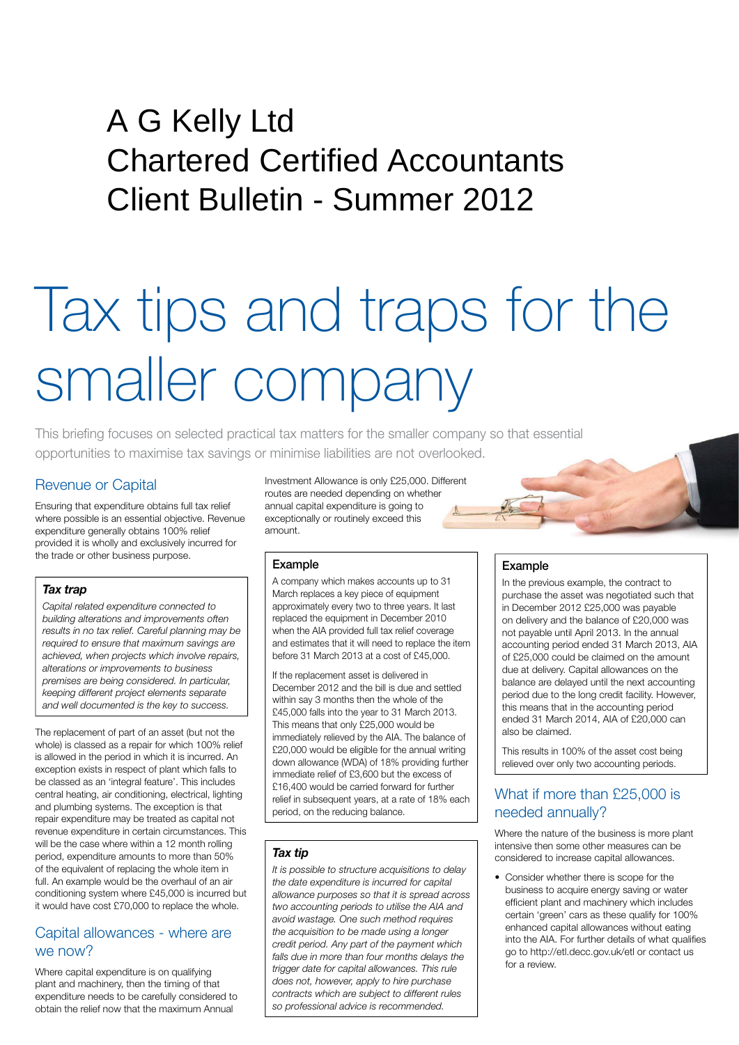# A G Kelly Ltd
# Chartered Certified Accountants
# Client Bulletin - Summer 2012

# Tax tips and traps for the smaller company

This briefing focuses on selected practical tax matters for the smaller company so that essential opportunities to maximise tax savings or minimise liabilities are not overlooked.

## Revenue or Capital

Ensuring that expenditure obtains full tax relief where possible is an essential objective. Revenue expenditure generally obtains 100% relief provided it is wholly and exclusively incurred for the trade or other business purpose.

> ***Tax trap***
>
> *Capital related expenditure connected to building alterations and improvements often results in no tax relief. Careful planning may be required to ensure that maximum savings are achieved, when projects which involve repairs, alterations or improvements to business premises are being considered. In particular, keeping different project elements separate and well documented is the key to success.*

The replacement of part of an asset (but not the whole) is classed as a repair for which 100% relief is allowed in the period in which it is incurred. An exception exists in respect of plant which falls to be classed as an 'integral feature'. This includes central heating, air conditioning, electrical, lighting and plumbing systems. The exception is that repair expenditure may be treated as capital not revenue expenditure in certain circumstances. This will be the case where within a 12 month rolling period, expenditure amounts to more than 50% of the equivalent of replacing the whole item in full. An example would be the overhaul of an air conditioning system where £45,000 is incurred but it would have cost £70,000 to replace the whole.

## Capital allowances - where are we now?

Where capital expenditure is on qualifying plant and machinery, then the timing of that expenditure needs to be carefully considered to obtain the relief now that the maximum Annual Investment Allowance is only £25,000. Different routes are needed depending on whether annual capital expenditure is going to exceptionally or routinely exceed this amount.

> **Example**
>
> A company which makes accounts up to 31 March replaces a key piece of equipment approximately every two to three years. It last replaced the equipment in December 2010 when the AIA provided full tax relief coverage and estimates that it will need to replace the item before 31 March 2013 at a cost of £45,000.
>
> If the replacement asset is delivered in December 2012 and the bill is due and settled within say 3 months then the whole of the £45,000 falls into the year to 31 March 2013. This means that only £25,000 would be immediately relieved by the AIA. The balance of £20,000 would be eligible for the annual writing down allowance (WDA) of 18% providing further immediate relief of £3,600 but the excess of £16,400 would be carried forward for further relief in subsequent years, at a rate of 18% each period, on the reducing balance.

> ***Tax tip***
>
> *It is possible to structure acquisitions to delay the date expenditure is incurred for capital allowance purposes so that it is spread across two accounting periods to utilise the AIA and avoid wastage. One such method requires the acquisition to be made using a longer credit period. Any part of the payment which falls due in more than four months delays the trigger date for capital allowances. This rule does not, however, apply to hire purchase contracts which are subject to different rules so professional advice is recommended.*

> **Example**
>
> In the previous example, the contract to purchase the asset was negotiated such that in December 2012 £25,000 was payable on delivery and the balance of £20,000 was not payable until April 2013. In the annual accounting period ended 31 March 2013, AIA of £25,000 could be claimed on the amount due at delivery. Capital allowances on the balance are delayed until the next accounting period due to the long credit facility. However, this means that in the accounting period ended 31 March 2014, AIA of £20,000 can also be claimed.
>
> This results in 100% of the asset cost being relieved over only two accounting periods.

## What if more than £25,000 is needed annually?

Where the nature of the business is more plant intensive then some other measures can be considered to increase capital allowances.

- Consider whether there is scope for the business to acquire energy saving or water efficient plant and machinery which includes certain 'green' cars as these qualify for 100% enhanced capital allowances without eating into the AIA. For further details of what qualifies go to http://etl.decc.gov.uk/etl or contact us for a review.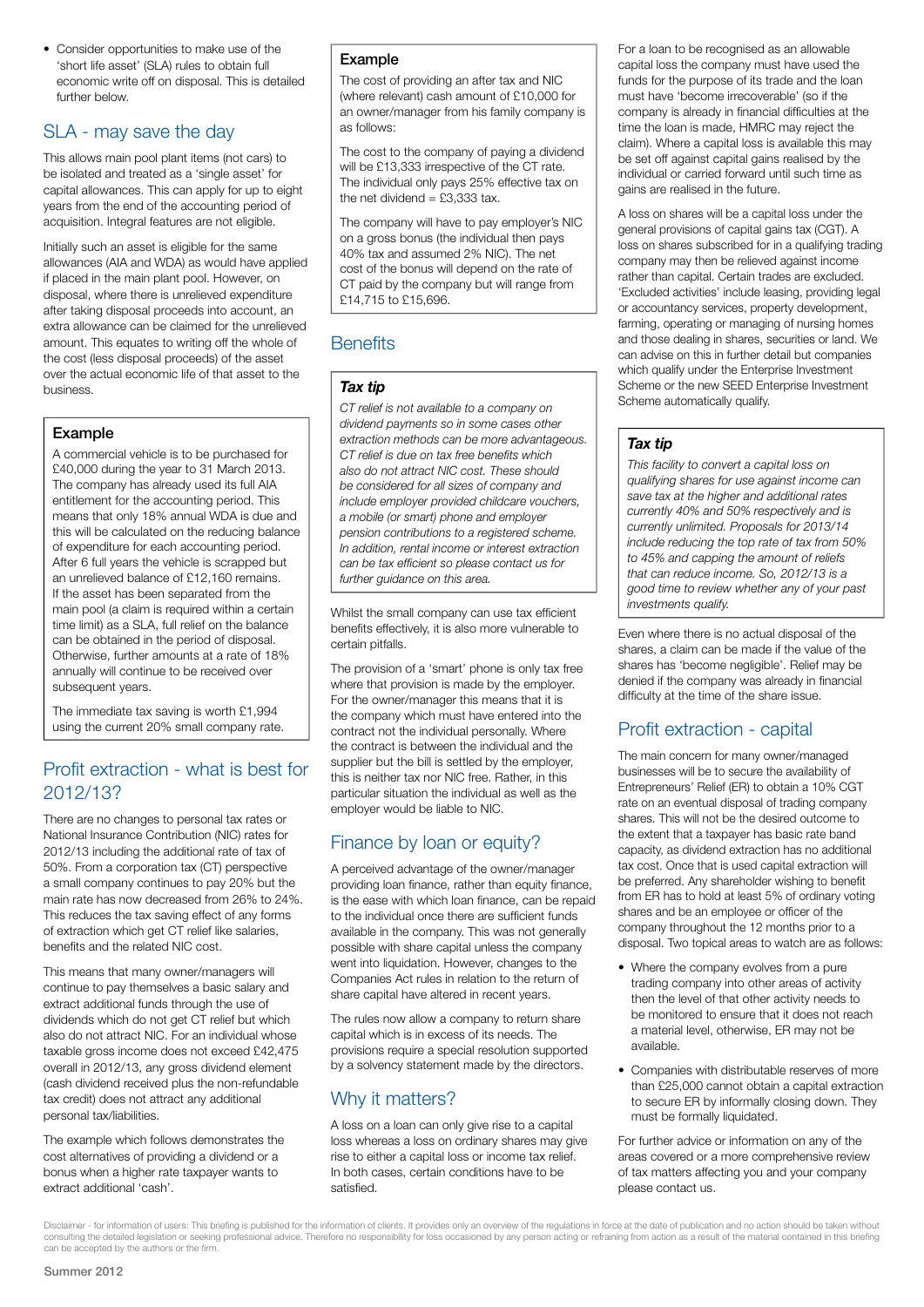- Consider opportunities to make use of the 'short life asset' (SLA) rules to obtain full economic write off on disposal. This is detailed further below.

## SLA - may save the day

This allows main pool plant items (not cars) to be isolated and treated as a 'single asset' for capital allowances. This can apply for up to eight years from the end of the accounting period of acquisition. Integral features are not eligible.

Initially such an asset is eligible for the same allowances (AIA and WDA) as would have applied if placed in the main plant pool. However, on disposal, where there is unrelieved expenditure after taking disposal proceeds into account, an extra allowance can be claimed for the unrelieved amount. This equates to writing off the whole of the cost (less disposal proceeds) of the asset over the actual economic life of that asset to the business.

### Example

A commercial vehicle is to be purchased for £40,000 during the year to 31 March 2013. The company has already used its full AIA entitlement for the accounting period. This means that only 18% annual WDA is due and this will be calculated on the reducing balance of expenditure for each accounting period. After 6 full years the vehicle is scrapped but an unrelieved balance of £12,160 remains. If the asset has been separated from the main pool (a claim is required within a certain time limit) as a SLA, full relief on the balance can be obtained in the period of disposal. Otherwise, further amounts at a rate of 18% annually will continue to be received over subsequent years.

The immediate tax saving is worth £1,994 using the current 20% small company rate.

## Profit extraction - what is best for 2012/13?

There are no changes to personal tax rates or National Insurance Contribution (NIC) rates for 2012/13 including the additional rate of tax of 50%. From a corporation tax (CT) perspective a small company continues to pay 20% but the main rate has now decreased from 26% to 24%. This reduces the tax saving effect of any forms of extraction which get CT relief like salaries, benefits and the related NIC cost.

This means that many owner/managers will continue to pay themselves a basic salary and extract additional funds through the use of dividends which do not get CT relief but which also do not attract NIC. For an individual whose taxable gross income does not exceed £42,475 overall in 2012/13, any gross dividend element (cash dividend received plus the non-refundable tax credit) does not attract any additional personal tax/liabilities.

The example which follows demonstrates the cost alternatives of providing a dividend or a bonus when a higher rate taxpayer wants to extract additional 'cash'.

### Example

The cost of providing an after tax and NIC (where relevant) cash amount of £10,000 for an owner/manager from his family company is as follows:

The cost to the company of paying a dividend will be £13,333 irrespective of the CT rate. The individual only pays 25% effective tax on the net dividend = £3,333 tax.

The company will have to pay employer's NIC on a gross bonus (the individual then pays 40% tax and assumed 2% NIC). The net cost of the bonus will depend on the rate of CT paid by the company but will range from £14,715 to £15,696.

## Benefits

### Tax tip

*CT relief is not available to a company on dividend payments so in some cases other extraction methods can be more advantageous. CT relief is due on tax free benefits which also do not attract NIC cost. These should be considered for all sizes of company and include employer provided childcare vouchers, a mobile (or smart) phone and employer pension contributions to a registered scheme. In addition, rental income or interest extraction can be tax efficient so please contact us for further guidance on this area.*

Whilst the small company can use tax efficient benefits effectively, it is also more vulnerable to certain pitfalls.

The provision of a 'smart' phone is only tax free where that provision is made by the employer. For the owner/manager this means that it is the company which must have entered into the contract not the individual personally. Where the contract is between the individual and the supplier but the bill is settled by the employer, this is neither tax nor NIC free. Rather, in this particular situation the individual as well as the employer would be liable to NIC.

## Finance by loan or equity?

A perceived advantage of the owner/manager providing loan finance, rather than equity finance, is the ease with which loan finance, can be repaid to the individual once there are sufficient funds available in the company. This was not generally possible with share capital unless the company went into liquidation. However, changes to the Companies Act rules in relation to the return of share capital have altered in recent years.

The rules now allow a company to return share capital which is in excess of its needs. The provisions require a special resolution supported by a solvency statement made by the directors.

## Why it matters?

A loss on a loan can only give rise to a capital loss whereas a loss on ordinary shares may give rise to either a capital loss or income tax relief. In both cases, certain conditions have to be satisfied.

For a loan to be recognised as an allowable capital loss the company must have used the funds for the purpose of its trade and the loan must have 'become irrecoverable' (so if the company is already in financial difficulties at the time the loan is made, HMRC may reject the claim). Where a capital loss is available this may be set off against capital gains realised by the individual or carried forward until such time as gains are realised in the future.

A loss on shares will be a capital loss under the general provisions of capital gains tax (CGT). A loss on shares subscribed for in a qualifying trading company may then be relieved against income rather than capital. Certain trades are excluded. 'Excluded activities' include leasing, providing legal or accountancy services, property development, farming, operating or managing of nursing homes and those dealing in shares, securities or land. We can advise on this in further detail but companies which qualify under the Enterprise Investment Scheme or the new SEED Enterprise Investment Scheme automatically qualify.

### Tax tip

*This facility to convert a capital loss on qualifying shares for use against income can save tax at the higher and additional rates currently 40% and 50% respectively and is currently unlimited. Proposals for 2013/14 include reducing the top rate of tax from 50% to 45% and capping the amount of reliefs that can reduce income. So, 2012/13 is a good time to review whether any of your past investments qualify.*

Even where there is no actual disposal of the shares, a claim can be made if the value of the shares has 'become negligible'. Relief may be denied if the company was already in financial difficulty at the time of the share issue.

## Profit extraction - capital

The main concern for many owner/managed businesses will be to secure the availability of Entrepreneurs' Relief (ER) to obtain a 10% CGT rate on an eventual disposal of trading company shares. This will not be the desired outcome to the extent that a taxpayer has basic rate band capacity, as dividend extraction has no additional tax cost. Once that is used capital extraction will be preferred. Any shareholder wishing to benefit from ER has to hold at least 5% of ordinary voting shares and be an employee or officer of the company throughout the 12 months prior to a disposal. Two topical areas to watch are as follows:

- Where the company evolves from a pure trading company into other areas of activity then the level of that other activity needs to be monitored to ensure that it does not reach a material level, otherwise, ER may not be available.
- Companies with distributable reserves of more than £25,000 cannot obtain a capital extraction to secure ER by informally closing down. They must be formally liquidated.

For further advice or information on any of the areas covered or a more comprehensive review of tax matters affecting you and your company please contact us.

Disclaimer - for information of users: This briefing is published for the information of clients. It provides only an overview of the regulations in force at the date of publication and no action should be taken without consulting the detailed legislation or seeking professional advice. Therefore no responsibility for loss occasioned by any person acting or refraining from action as a result of the material contained in this briefing can be accepted by the authors or the firm.

Summer 2012